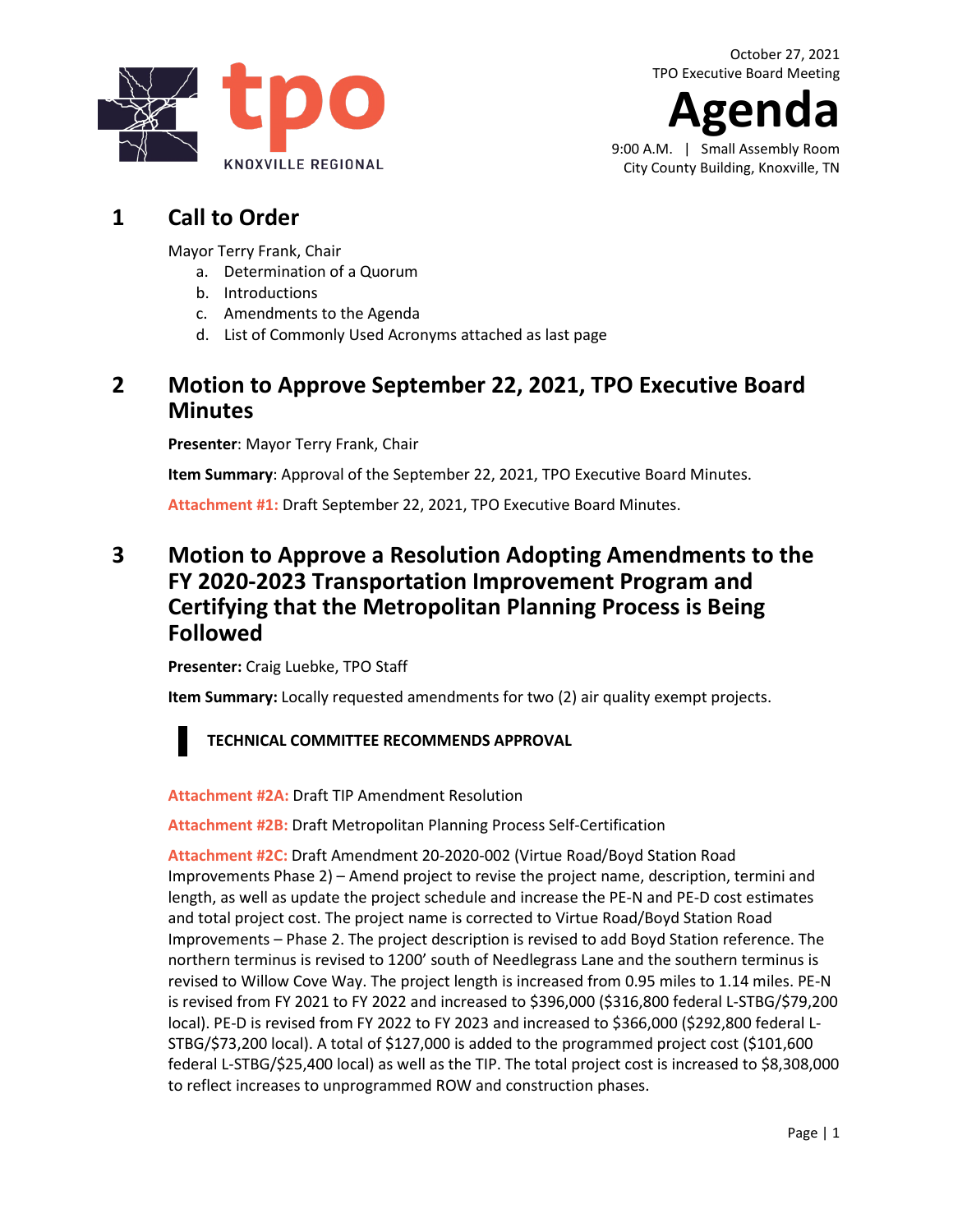tpo KNOXVILLE REGIONAL

October 27, 2021
TPO Executive Board Meeting

# Agenda

9:00 A.M. | Small Assembly Room
City County Building, Knoxville, TN

## 1 Call to Order

Mayor Terry Frank, Chair

a. Determination of a Quorum
b. Introductions
c. Amendments to the Agenda
d. List of Commonly Used Acronyms attached as last page

## 2 Motion to Approve September 22, 2021, TPO Executive Board Minutes

**Presenter**: Mayor Terry Frank, Chair

**Item Summary**: Approval of the September 22, 2021, TPO Executive Board Minutes.

**Attachment #1:** Draft September 22, 2021, TPO Executive Board Minutes.

## 3 Motion to Approve a Resolution Adopting Amendments to the FY 2020-2023 Transportation Improvement Program and Certifying that the Metropolitan Planning Process is Being Followed

**Presenter:** Craig Luebke, TPO Staff

**Item Summary:** Locally requested amendments for two (2) air quality exempt projects.

**TECHNICAL COMMITTEE RECOMMENDS APPROVAL**

**Attachment #2A:** Draft TIP Amendment Resolution

**Attachment #2B:** Draft Metropolitan Planning Process Self-Certification

**Attachment #2C:** Draft Amendment 20-2020-002 (Virtue Road/Boyd Station Road Improvements Phase 2) – Amend project to revise the project name, description, termini and length, as well as update the project schedule and increase the PE-N and PE-D cost estimates and total project cost. The project name is corrected to Virtue Road/Boyd Station Road Improvements – Phase 2. The project description is revised to add Boyd Station reference. The northern terminus is revised to 1200' south of Needlegrass Lane and the southern terminus is revised to Willow Cove Way. The project length is increased from 0.95 miles to 1.14 miles. PE-N is revised from FY 2021 to FY 2022 and increased to $396,000 ($316,800 federal L-STBG/$79,200 local). PE-D is revised from FY 2022 to FY 2023 and increased to $366,000 ($292,800 federal L-STBG/$73,200 local). A total of $127,000 is added to the programmed project cost ($101,600 federal L-STBG/$25,400 local) as well as the TIP. The total project cost is increased to $8,308,000 to reflect increases to unprogrammed ROW and construction phases.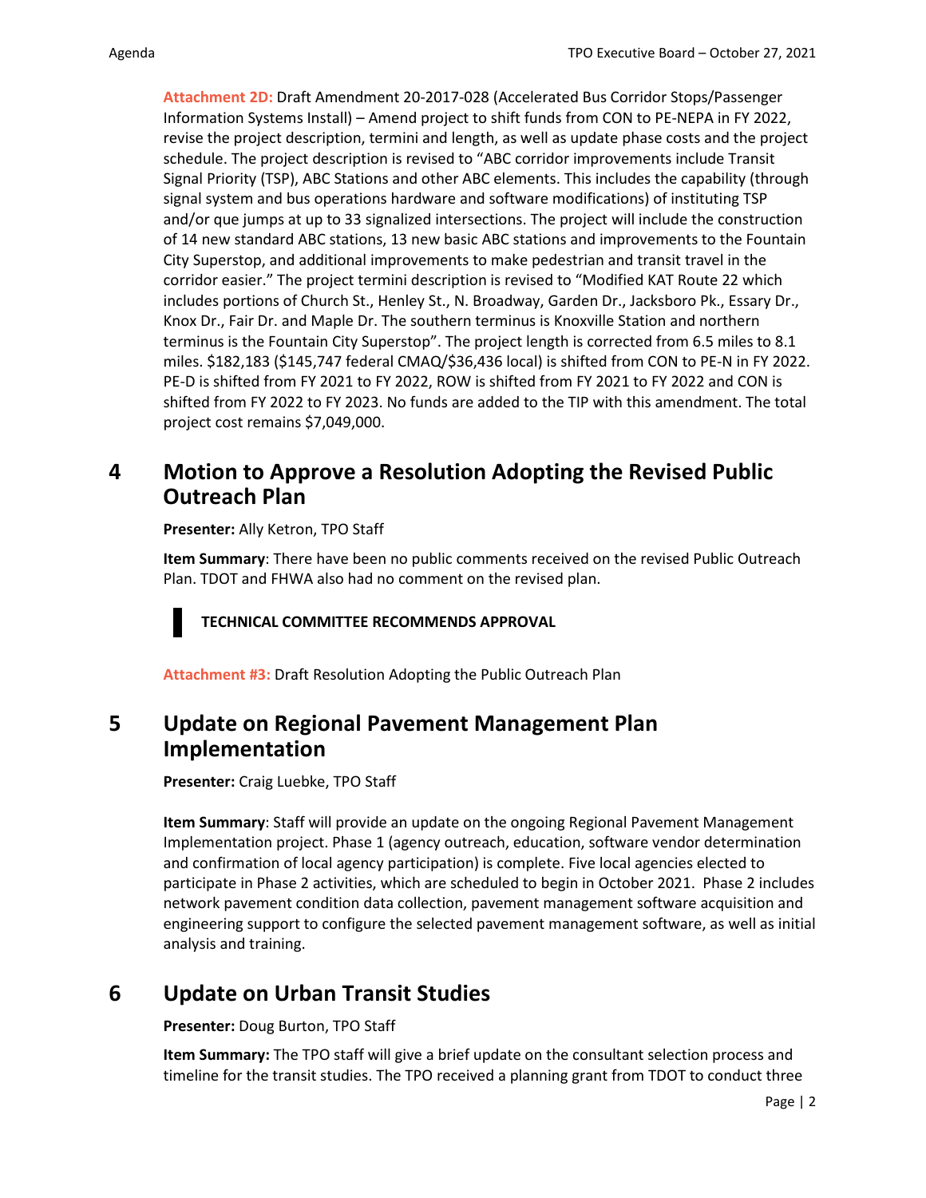**Attachment 2D:** Draft Amendment 20-2017-028 (Accelerated Bus Corridor Stops/Passenger Information Systems Install) – Amend project to shift funds from CON to PE-NEPA in FY 2022, revise the project description, termini and length, as well as update phase costs and the project schedule. The project description is revised to "ABC corridor improvements include Transit Signal Priority (TSP), ABC Stations and other ABC elements. This includes the capability (through signal system and bus operations hardware and software modifications) of instituting TSP and/or que jumps at up to 33 signalized intersections. The project will include the construction of 14 new standard ABC stations, 13 new basic ABC stations and improvements to the Fountain City Superstop, and additional improvements to make pedestrian and transit travel in the corridor easier." The project termini description is revised to "Modified KAT Route 22 which includes portions of Church St., Henley St., N. Broadway, Garden Dr., Jacksboro Pk., Essary Dr., Knox Dr., Fair Dr. and Maple Dr. The southern terminus is Knoxville Station and northern terminus is the Fountain City Superstop". The project length is corrected from 6.5 miles to 8.1 miles. $182,183 ($145,747 federal CMAQ/$36,436 local) is shifted from CON to PE-N in FY 2022. PE-D is shifted from FY 2021 to FY 2022, ROW is shifted from FY 2021 to FY 2022 and CON is shifted from FY 2022 to FY 2023. No funds are added to the TIP with this amendment. The total project cost remains $7,049,000.

## 4 Motion to Approve a Resolution Adopting the Revised Public Outreach Plan

**Presenter:** Ally Ketron, TPO Staff

**Item Summary**: There have been no public comments received on the revised Public Outreach Plan. TDOT and FHWA also had no comment on the revised plan.

**TECHNICAL COMMITTEE RECOMMENDS APPROVAL**

**Attachment #3:** Draft Resolution Adopting the Public Outreach Plan

## 5 Update on Regional Pavement Management Plan Implementation

**Presenter:** Craig Luebke, TPO Staff

**Item Summary**: Staff will provide an update on the ongoing Regional Pavement Management Implementation project. Phase 1 (agency outreach, education, software vendor determination and confirmation of local agency participation) is complete. Five local agencies elected to participate in Phase 2 activities, which are scheduled to begin in October 2021. Phase 2 includes network pavement condition data collection, pavement management software acquisition and engineering support to configure the selected pavement management software, as well as initial analysis and training.

## 6 Update on Urban Transit Studies

**Presenter:** Doug Burton, TPO Staff

**Item Summary:** The TPO staff will give a brief update on the consultant selection process and timeline for the transit studies. The TPO received a planning grant from TDOT to conduct three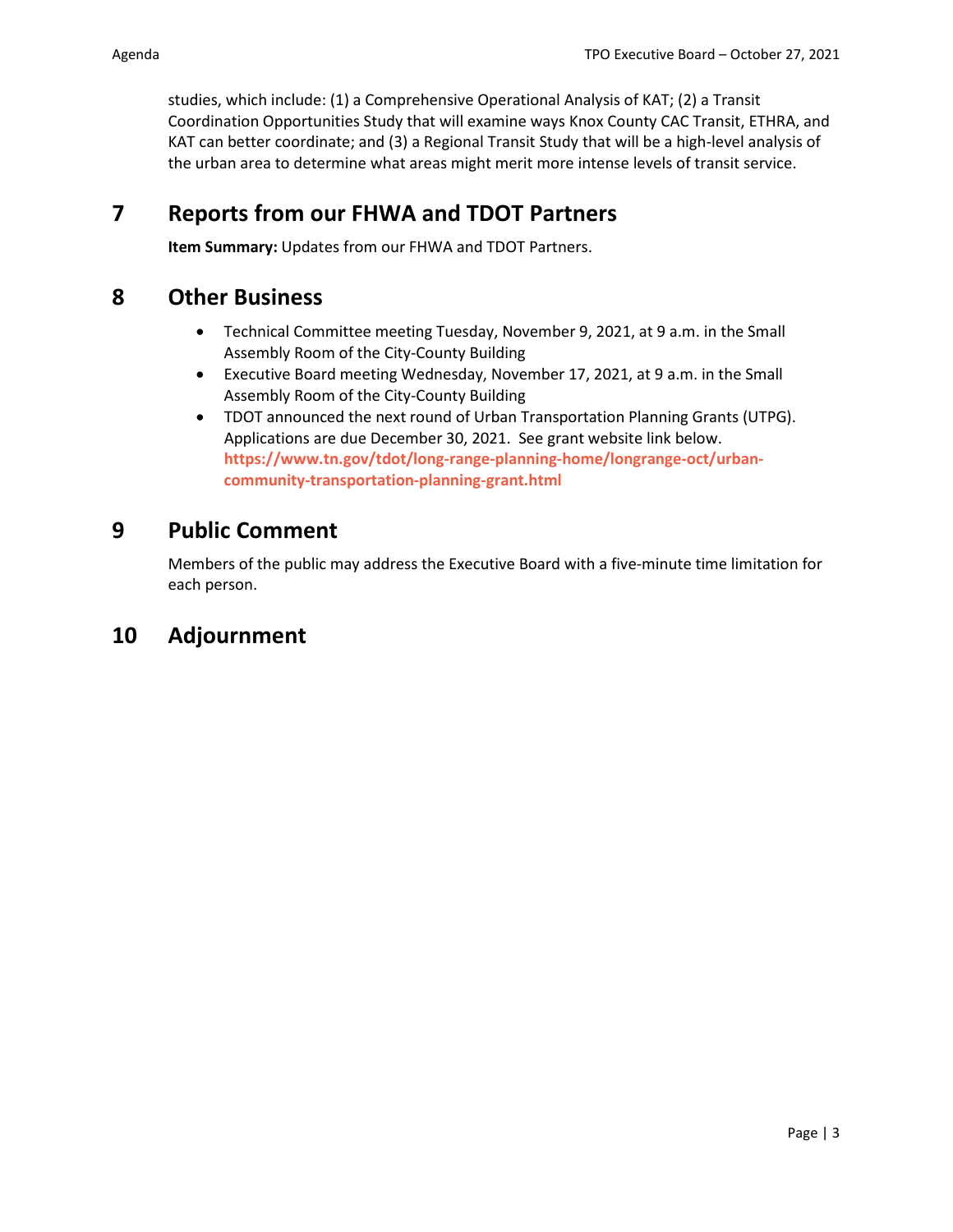studies, which include: (1) a Comprehensive Operational Analysis of KAT; (2) a Transit Coordination Opportunities Study that will examine ways Knox County CAC Transit, ETHRA, and KAT can better coordinate; and (3) a Regional Transit Study that will be a high-level analysis of the urban area to determine what areas might merit more intense levels of transit service.

## 7 Reports from our FHWA and TDOT Partners

**Item Summary:** Updates from our FHWA and TDOT Partners.

## 8 Other Business

- Technical Committee meeting Tuesday, November 9, 2021, at 9 a.m. in the Small Assembly Room of the City-County Building
- Executive Board meeting Wednesday, November 17, 2021, at 9 a.m. in the Small Assembly Room of the City-County Building
- TDOT announced the next round of Urban Transportation Planning Grants (UTPG). Applications are due December 30, 2021. See grant website link below. **https://www.tn.gov/tdot/long-range-planning-home/longrange-oct/urban-community-transportation-planning-grant.html**

## 9 Public Comment

Members of the public may address the Executive Board with a five-minute time limitation for each person.

## 10 Adjournment